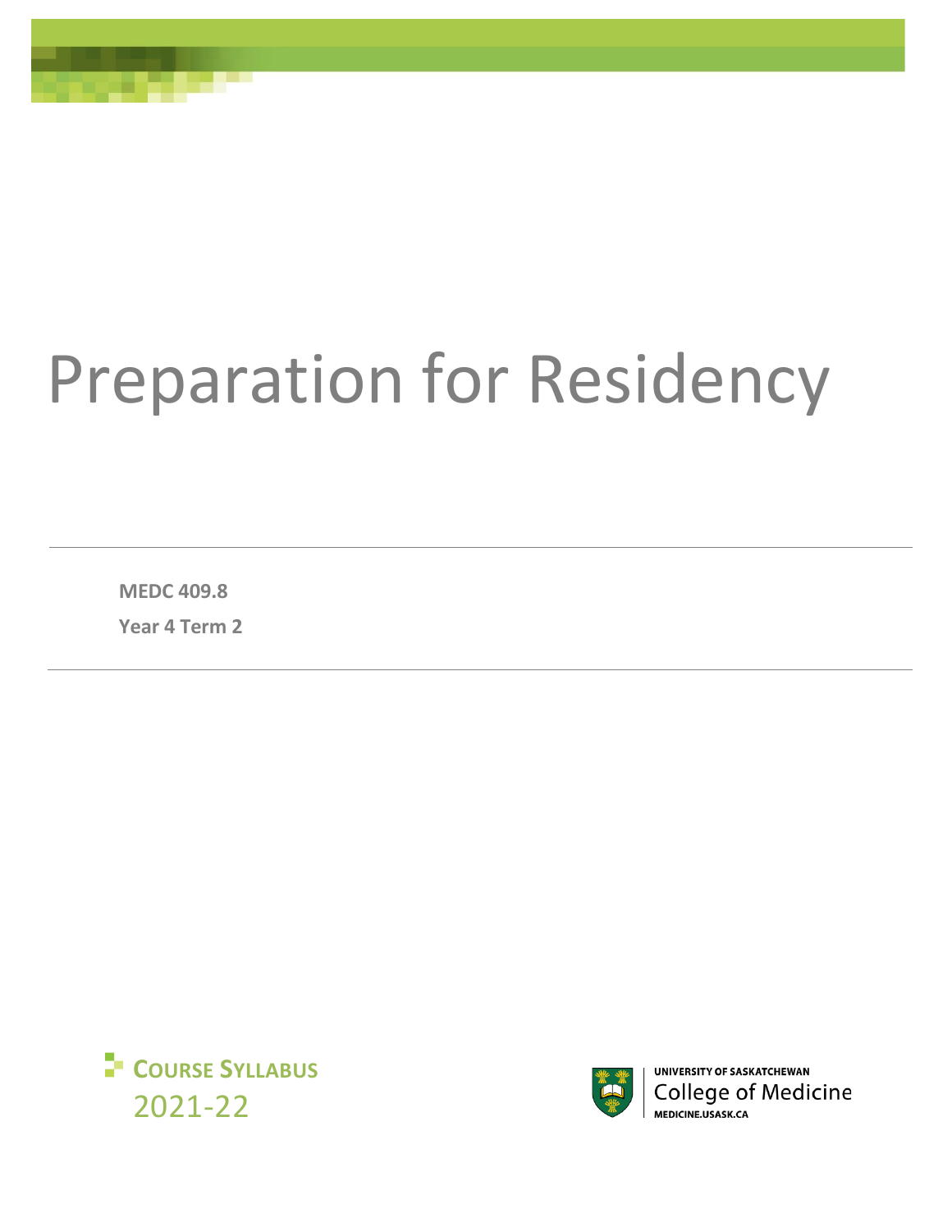# Preparation for Residency

**MEDC 409.8**

**Year 4 Term 2**

**COURSE SYLLABUS**

2021-22

UNIVERSITY OF SASKATCHEWAN
College of Medicine
MEDICINE.USASK.CA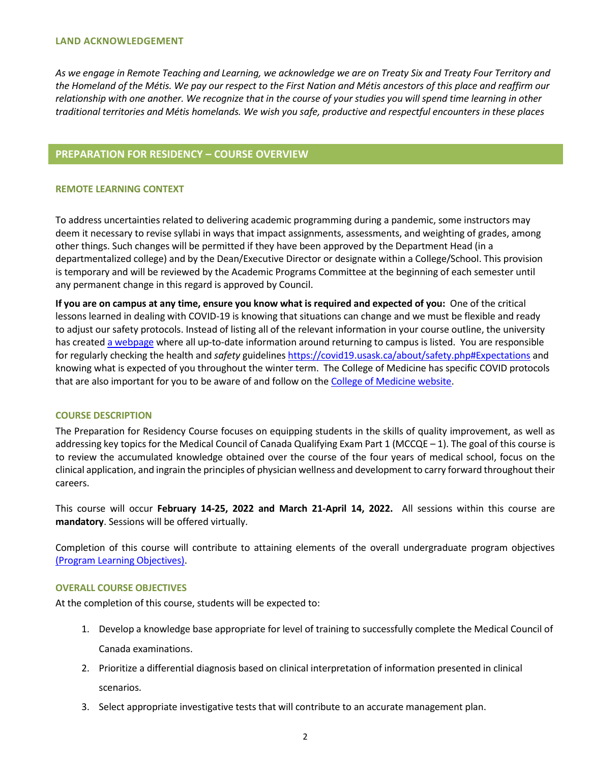### LAND ACKNOWLEDGEMENT

*As we engage in Remote Teaching and Learning, we acknowledge we are on Treaty Six and Treaty Four Territory and the Homeland of the Métis. We pay our respect to the First Nation and Métis ancestors of this place and reaffirm our relationship with one another. We recognize that in the course of your studies you will spend time learning in other traditional territories and Métis homelands. We wish you safe, productive and respectful encounters in these places*

## PREPARATION FOR RESIDENCY – COURSE OVERVIEW

### REMOTE LEARNING CONTEXT

To address uncertainties related to delivering academic programming during a pandemic, some instructors may deem it necessary to revise syllabi in ways that impact assignments, assessments, and weighting of grades, among other things. Such changes will be permitted if they have been approved by the Department Head (in a departmentalized college) and by the Dean/Executive Director or designate within a College/School. This provision is temporary and will be reviewed by the Academic Programs Committee at the beginning of each semester until any permanent change in this regard is approved by Council.

**If you are on campus at any time, ensure you know what is required and expected of you:** One of the critical lessons learned in dealing with COVID-19 is knowing that situations can change and we must be flexible and ready to adjust our safety protocols. Instead of listing all of the relevant information in your course outline, the university has created a webpage where all up-to-date information around returning to campus is listed. You are responsible for regularly checking the health and *safety* guidelines https://covid19.usask.ca/about/safety.php#Expectations and knowing what is expected of you throughout the winter term. The College of Medicine has specific COVID protocols that are also important for you to be aware of and follow on the College of Medicine website.

### COURSE DESCRIPTION

The Preparation for Residency Course focuses on equipping students in the skills of quality improvement, as well as addressing key topics for the Medical Council of Canada Qualifying Exam Part 1 (MCCQE – 1). The goal of this course is to review the accumulated knowledge obtained over the course of the four years of medical school, focus on the clinical application, and ingrain the principles of physician wellness and development to carry forward throughout their careers.

This course will occur **February 14-25, 2022 and March 21-April 14, 2022.** All sessions within this course are **mandatory**. Sessions will be offered virtually.

Completion of this course will contribute to attaining elements of the overall undergraduate program objectives (Program Learning Objectives).

### OVERALL COURSE OBJECTIVES

At the completion of this course, students will be expected to:

1. Develop a knowledge base appropriate for level of training to successfully complete the Medical Council of Canada examinations.
2. Prioritize a differential diagnosis based on clinical interpretation of information presented in clinical scenarios.
3. Select appropriate investigative tests that will contribute to an accurate management plan.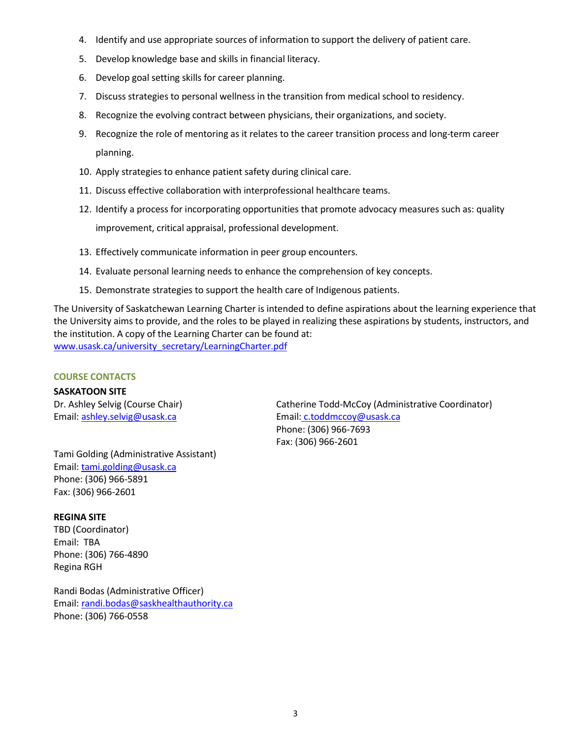4. Identify and use appropriate sources of information to support the delivery of patient care.
5. Develop knowledge base and skills in financial literacy.
6. Develop goal setting skills for career planning.
7. Discuss strategies to personal wellness in the transition from medical school to residency.
8. Recognize the evolving contract between physicians, their organizations, and society.
9. Recognize the role of mentoring as it relates to the career transition process and long-term career planning.
10. Apply strategies to enhance patient safety during clinical care.
11. Discuss effective collaboration with interprofessional healthcare teams.
12. Identify a process for incorporating opportunities that promote advocacy measures such as: quality improvement, critical appraisal, professional development.
13. Effectively communicate information in peer group encounters.
14. Evaluate personal learning needs to enhance the comprehension of key concepts.
15. Demonstrate strategies to support the health care of Indigenous patients.

The University of Saskatchewan Learning Charter is intended to define aspirations about the learning experience that the University aims to provide, and the roles to be played in realizing these aspirations by students, instructors, and the institution. A copy of the Learning Charter can be found at: [www.usask.ca/university_secretary/LearningCharter.pdf](www.usask.ca/university_secretary/LearningCharter.pdf)

## COURSE CONTACTS

**SASKATOON SITE**

Dr. Ashley Selvig (Course Chair)
Email: ashley.selvig@usask.ca

Catherine Todd-McCoy (Administrative Coordinator)
Email: c.toddmccoy@usask.ca
Phone: (306) 966-7693
Fax: (306) 966-2601

Tami Golding (Administrative Assistant)
Email: tami.golding@usask.ca
Phone: (306) 966-5891
Fax: (306) 966-2601

**REGINA SITE**

TBD (Coordinator)
Email: TBA
Phone: (306) 766-4890
Regina RGH

Randi Bodas (Administrative Officer)
Email: randi.bodas@saskhealthauthority.ca
Phone: (306) 766-0558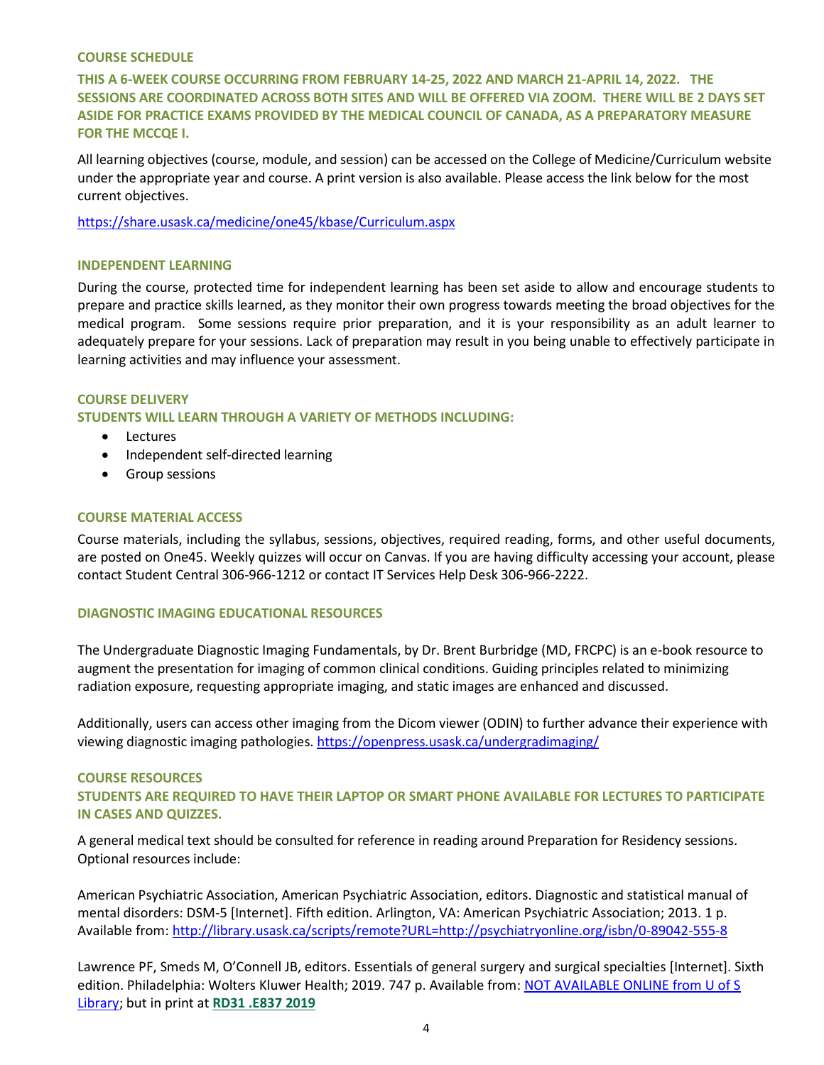## COURSE SCHEDULE

**THIS A 6-WEEK COURSE OCCURRING FROM FEBRUARY 14-25, 2022 AND MARCH 21-APRIL 14, 2022. THE SESSIONS ARE COORDINATED ACROSS BOTH SITES AND WILL BE OFFERED VIA ZOOM. THERE WILL BE 2 DAYS SET ASIDE FOR PRACTICE EXAMS PROVIDED BY THE MEDICAL COUNCIL OF CANADA, AS A PREPARATORY MEASURE FOR THE MCCQE I.**

All learning objectives (course, module, and session) can be accessed on the College of Medicine/Curriculum website under the appropriate year and course. A print version is also available. Please access the link below for the most current objectives.

https://share.usask.ca/medicine/one45/kbase/Curriculum.aspx

## INDEPENDENT LEARNING

During the course, protected time for independent learning has been set aside to allow and encourage students to prepare and practice skills learned, as they monitor their own progress towards meeting the broad objectives for the medical program. Some sessions require prior preparation, and it is your responsibility as an adult learner to adequately prepare for your sessions. Lack of preparation may result in you being unable to effectively participate in learning activities and may influence your assessment.

## COURSE DELIVERY

**STUDENTS WILL LEARN THROUGH A VARIETY OF METHODS INCLUDING:**

- Lectures
- Independent self-directed learning
- Group sessions

## COURSE MATERIAL ACCESS

Course materials, including the syllabus, sessions, objectives, required reading, forms, and other useful documents, are posted on One45. Weekly quizzes will occur on Canvas. If you are having difficulty accessing your account, please contact Student Central 306-966-1212 or contact IT Services Help Desk 306-966-2222.

## DIAGNOSTIC IMAGING EDUCATIONAL RESOURCES

The Undergraduate Diagnostic Imaging Fundamentals, by Dr. Brent Burbridge (MD, FRCPC) is an e-book resource to augment the presentation for imaging of common clinical conditions. Guiding principles related to minimizing radiation exposure, requesting appropriate imaging, and static images are enhanced and discussed.

Additionally, users can access other imaging from the Dicom viewer (ODIN) to further advance their experience with viewing diagnostic imaging pathologies. https://openpress.usask.ca/undergradimaging/

## COURSE RESOURCES

**STUDENTS ARE REQUIRED TO HAVE THEIR LAPTOP OR SMART PHONE AVAILABLE FOR LECTURES TO PARTICIPATE IN CASES AND QUIZZES.**

A general medical text should be consulted for reference in reading around Preparation for Residency sessions. Optional resources include:

American Psychiatric Association, American Psychiatric Association, editors. Diagnostic and statistical manual of mental disorders: DSM-5 [Internet]. Fifth edition. Arlington, VA: American Psychiatric Association; 2013. 1 p. Available from: http://library.usask.ca/scripts/remote?URL=http://psychiatryonline.org/isbn/0-89042-555-8

Lawrence PF, Smeds M, O'Connell JB, editors. Essentials of general surgery and surgical specialties [Internet]. Sixth edition. Philadelphia: Wolters Kluwer Health; 2019. 747 p. Available from: NOT AVAILABLE ONLINE from U of S Library; but in print at **RD31 .E837 2019**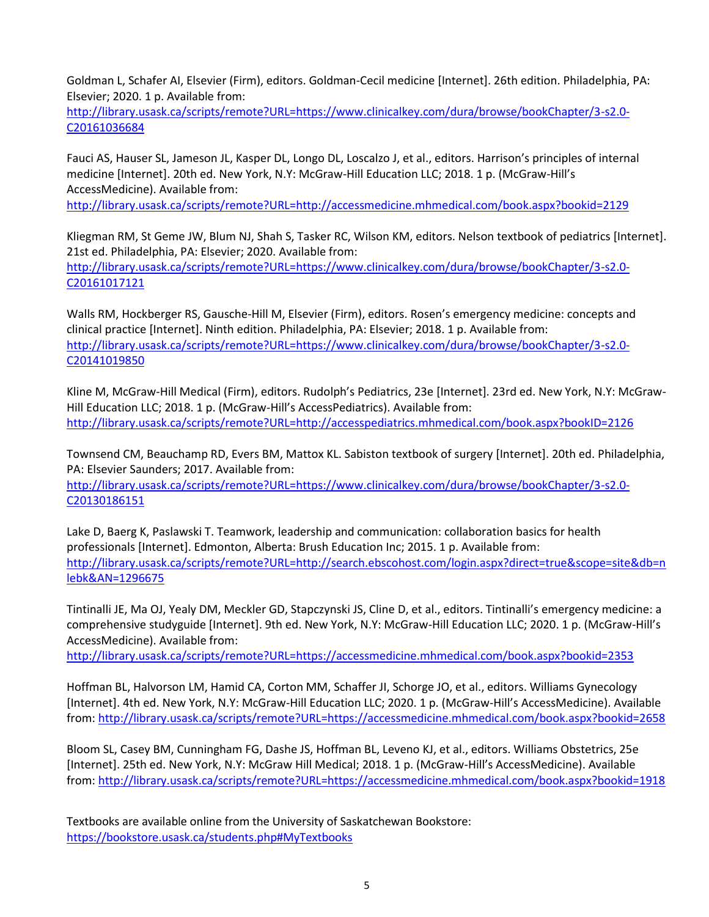Goldman L, Schafer AI, Elsevier (Firm), editors. Goldman-Cecil medicine [Internet]. 26th edition. Philadelphia, PA: Elsevier; 2020. 1 p. Available from: http://library.usask.ca/scripts/remote?URL=https://www.clinicalkey.com/dura/browse/bookChapter/3-s2.0-C20161036684

Fauci AS, Hauser SL, Jameson JL, Kasper DL, Longo DL, Loscalzo J, et al., editors. Harrison's principles of internal medicine [Internet]. 20th ed. New York, N.Y: McGraw-Hill Education LLC; 2018. 1 p. (McGraw-Hill's AccessMedicine). Available from: http://library.usask.ca/scripts/remote?URL=http://accessmedicine.mhmedical.com/book.aspx?bookid=2129

Kliegman RM, St Geme JW, Blum NJ, Shah S, Tasker RC, Wilson KM, editors. Nelson textbook of pediatrics [Internet]. 21st ed. Philadelphia, PA: Elsevier; 2020. Available from: http://library.usask.ca/scripts/remote?URL=https://www.clinicalkey.com/dura/browse/bookChapter/3-s2.0-C20161017121

Walls RM, Hockberger RS, Gausche-Hill M, Elsevier (Firm), editors. Rosen's emergency medicine: concepts and clinical practice [Internet]. Ninth edition. Philadelphia, PA: Elsevier; 2018. 1 p. Available from: http://library.usask.ca/scripts/remote?URL=https://www.clinicalkey.com/dura/browse/bookChapter/3-s2.0-C20141019850

Kline M, McGraw-Hill Medical (Firm), editors. Rudolph's Pediatrics, 23e [Internet]. 23rd ed. New York, N.Y: McGraw-Hill Education LLC; 2018. 1 p. (McGraw-Hill's AccessPediatrics). Available from: http://library.usask.ca/scripts/remote?URL=http://accesspediatrics.mhmedical.com/book.aspx?bookID=2126

Townsend CM, Beauchamp RD, Evers BM, Mattox KL. Sabiston textbook of surgery [Internet]. 20th ed. Philadelphia, PA: Elsevier Saunders; 2017. Available from: http://library.usask.ca/scripts/remote?URL=https://www.clinicalkey.com/dura/browse/bookChapter/3-s2.0-C20130186151

Lake D, Baerg K, Paslawski T. Teamwork, leadership and communication: collaboration basics for health professionals [Internet]. Edmonton, Alberta: Brush Education Inc; 2015. 1 p. Available from: http://library.usask.ca/scripts/remote?URL=http://search.ebscohost.com/login.aspx?direct=true&scope=site&db=nlebk&AN=1296675

Tintinalli JE, Ma OJ, Yealy DM, Meckler GD, Stapczynski JS, Cline D, et al., editors. Tintinalli's emergency medicine: a comprehensive studyguide [Internet]. 9th ed. New York, N.Y: McGraw-Hill Education LLC; 2020. 1 p. (McGraw-Hill's AccessMedicine). Available from: http://library.usask.ca/scripts/remote?URL=https://accessmedicine.mhmedical.com/book.aspx?bookid=2353

Hoffman BL, Halvorson LM, Hamid CA, Corton MM, Schaffer JI, Schorge JO, et al., editors. Williams Gynecology [Internet]. 4th ed. New York, N.Y: McGraw-Hill Education LLC; 2020. 1 p. (McGraw-Hill's AccessMedicine). Available from: http://library.usask.ca/scripts/remote?URL=https://accessmedicine.mhmedical.com/book.aspx?bookid=2658

Bloom SL, Casey BM, Cunningham FG, Dashe JS, Hoffman BL, Leveno KJ, et al., editors. Williams Obstetrics, 25e [Internet]. 25th ed. New York, N.Y: McGraw Hill Medical; 2018. 1 p. (McGraw-Hill's AccessMedicine). Available from: http://library.usask.ca/scripts/remote?URL=https://accessmedicine.mhmedical.com/book.aspx?bookid=1918

Textbooks are available online from the University of Saskatchewan Bookstore: https://bookstore.usask.ca/students.php#MyTextbooks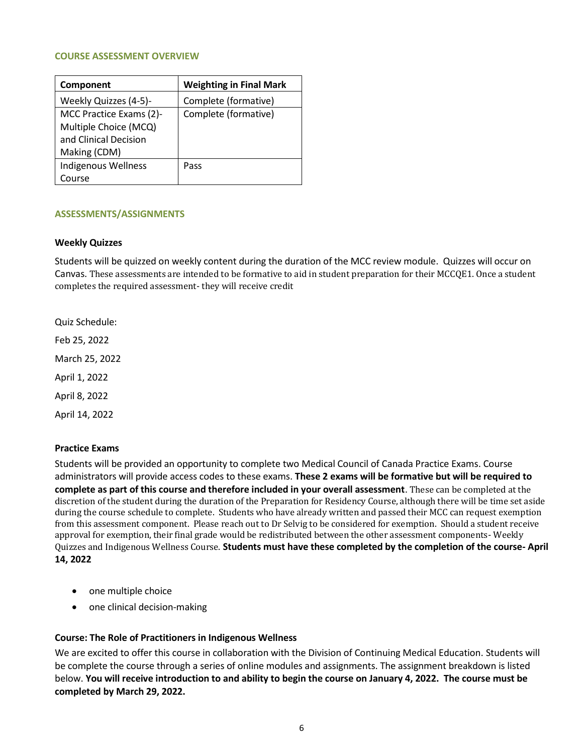### COURSE ASSESSMENT OVERVIEW

| Component | Weighting in Final Mark |
|---|---|
| Weekly Quizzes (4-5)- | Complete (formative) |
| MCC Practice Exams (2)- Multiple Choice (MCQ) and Clinical Decision Making (CDM) | Complete (formative) |
| Indigenous Wellness Course | Pass |

### ASSESSMENTS/ASSIGNMENTS

**Weekly Quizzes**

Students will be quizzed on weekly content during the duration of the MCC review module. Quizzes will occur on Canvas. These assessments are intended to be formative to aid in student preparation for their MCCQE1. Once a student completes the required assessment- they will receive credit

Quiz Schedule:

Feb 25, 2022

March 25, 2022

April 1, 2022

April 8, 2022

April 14, 2022

**Practice Exams**

Students will be provided an opportunity to complete two Medical Council of Canada Practice Exams. Course administrators will provide access codes to these exams. **These 2 exams will be formative but will be required to complete as part of this course and therefore included in your overall assessment**. These can be completed at the discretion of the student during the duration of the Preparation for Residency Course, although there will be time set aside during the course schedule to complete. Students who have already written and passed their MCC can request exemption from this assessment component. Please reach out to Dr Selvig to be considered for exemption. Should a student receive approval for exemption, their final grade would be redistributed between the other assessment components- Weekly Quizzes and Indigenous Wellness Course. **Students must have these completed by the completion of the course- April 14, 2022**

- one multiple choice
- one clinical decision-making

**Course: The Role of Practitioners in Indigenous Wellness**

We are excited to offer this course in collaboration with the Division of Continuing Medical Education. Students will be complete the course through a series of online modules and assignments. The assignment breakdown is listed below. **You will receive introduction to and ability to begin the course on January 4, 2022. The course must be completed by March 29, 2022.**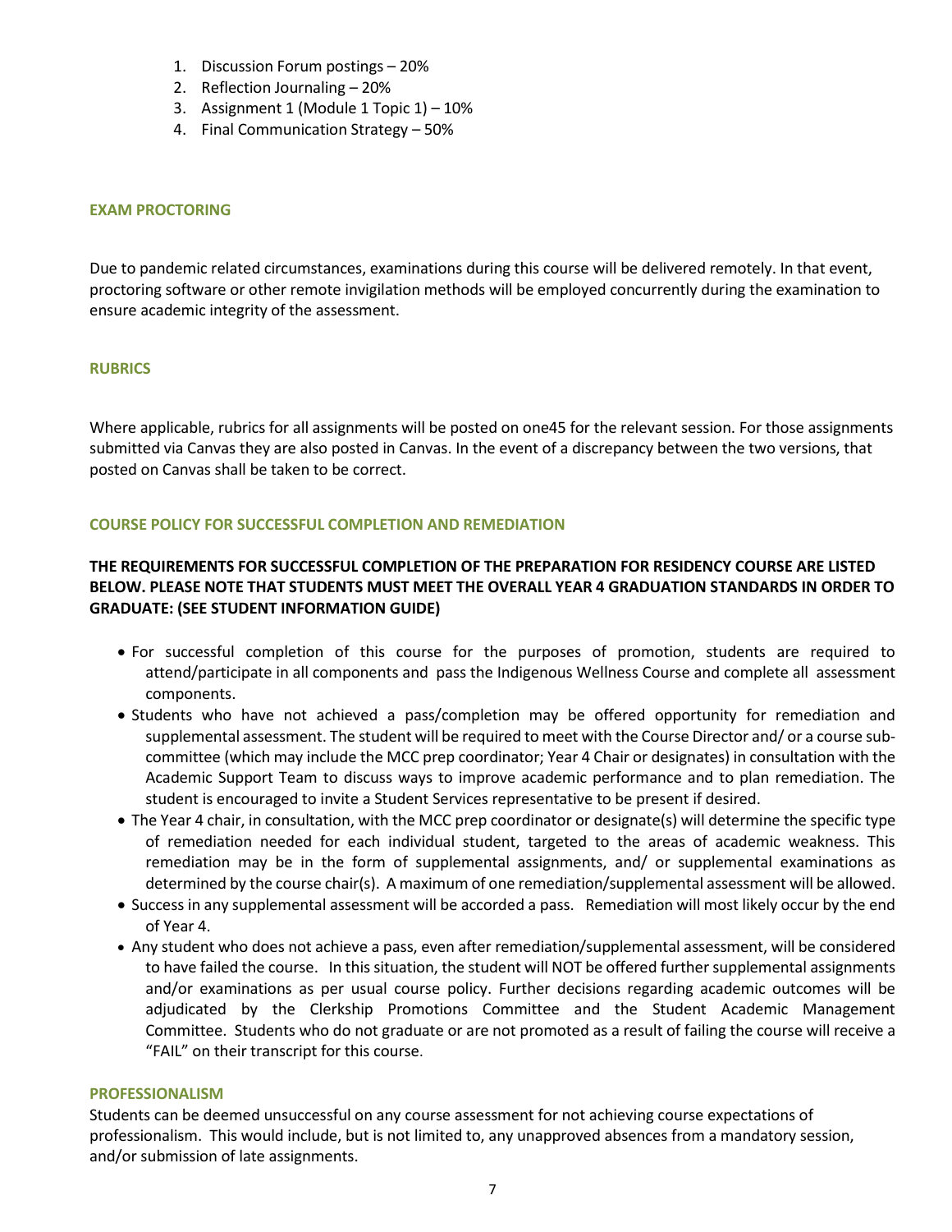1. Discussion Forum postings – 20%
2. Reflection Journaling – 20%
3. Assignment 1 (Module 1 Topic 1) – 10%
4. Final Communication Strategy – 50%

## EXAM PROCTORING

Due to pandemic related circumstances, examinations during this course will be delivered remotely. In that event, proctoring software or other remote invigilation methods will be employed concurrently during the examination to ensure academic integrity of the assessment.

## RUBRICS

Where applicable, rubrics for all assignments will be posted on one45 for the relevant session. For those assignments submitted via Canvas they are also posted in Canvas. In the event of a discrepancy between the two versions, that posted on Canvas shall be taken to be correct.

## COURSE POLICY FOR SUCCESSFUL COMPLETION AND REMEDIATION

**THE REQUIREMENTS FOR SUCCESSFUL COMPLETION OF THE PREPARATION FOR RESIDENCY COURSE ARE LISTED BELOW. PLEASE NOTE THAT STUDENTS MUST MEET THE OVERALL YEAR 4 GRADUATION STANDARDS IN ORDER TO GRADUATE: (SEE STUDENT INFORMATION GUIDE)**

- For successful completion of this course for the purposes of promotion, students are required to attend/participate in all components and pass the Indigenous Wellness Course and complete all assessment components.
- Students who have not achieved a pass/completion may be offered opportunity for remediation and supplemental assessment. The student will be required to meet with the Course Director and/ or a course sub-committee (which may include the MCC prep coordinator; Year 4 Chair or designates) in consultation with the Academic Support Team to discuss ways to improve academic performance and to plan remediation. The student is encouraged to invite a Student Services representative to be present if desired.
- The Year 4 chair, in consultation, with the MCC prep coordinator or designate(s) will determine the specific type of remediation needed for each individual student, targeted to the areas of academic weakness. This remediation may be in the form of supplemental assignments, and/ or supplemental examinations as determined by the course chair(s). A maximum of one remediation/supplemental assessment will be allowed.
- Success in any supplemental assessment will be accorded a pass. Remediation will most likely occur by the end of Year 4.
- Any student who does not achieve a pass, even after remediation/supplemental assessment, will be considered to have failed the course. In this situation, the student will NOT be offered further supplemental assignments and/or examinations as per usual course policy. Further decisions regarding academic outcomes will be adjudicated by the Clerkship Promotions Committee and the Student Academic Management Committee. Students who do not graduate or are not promoted as a result of failing the course will receive a "FAIL" on their transcript for this course.

## PROFESSIONALISM

Students can be deemed unsuccessful on any course assessment for not achieving course expectations of professionalism. This would include, but is not limited to, any unapproved absences from a mandatory session, and/or submission of late assignments.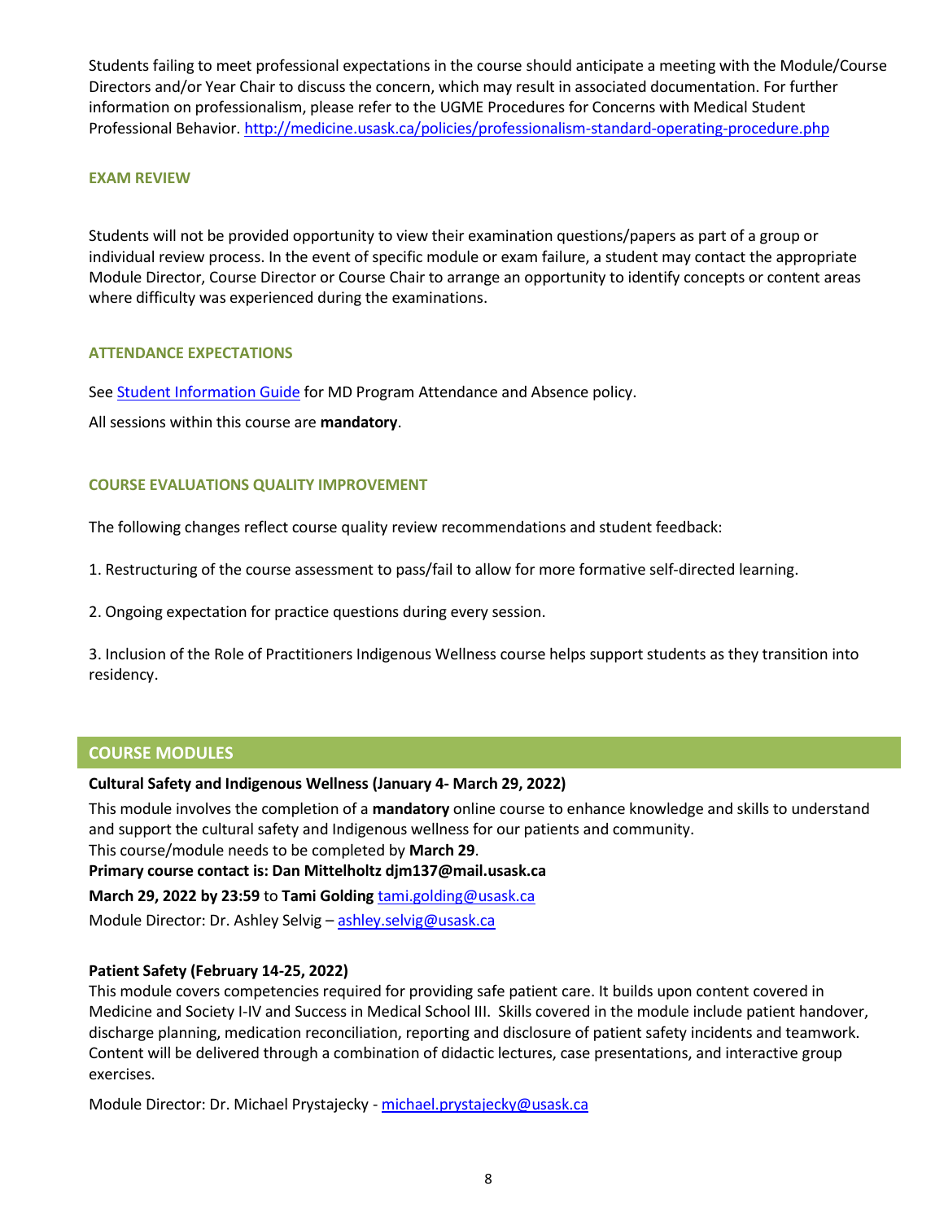Students failing to meet professional expectations in the course should anticipate a meeting with the Module/Course Directors and/or Year Chair to discuss the concern, which may result in associated documentation. For further information on professionalism, please refer to the UGME Procedures for Concerns with Medical Student Professional Behavior. http://medicine.usask.ca/policies/professionalism-standard-operating-procedure.php

### EXAM REVIEW

Students will not be provided opportunity to view their examination questions/papers as part of a group or individual review process. In the event of specific module or exam failure, a student may contact the appropriate Module Director, Course Director or Course Chair to arrange an opportunity to identify concepts or content areas where difficulty was experienced during the examinations.

### ATTENDANCE EXPECTATIONS

See Student Information Guide for MD Program Attendance and Absence policy.

All sessions within this course are **mandatory**.

### COURSE EVALUATIONS QUALITY IMPROVEMENT

The following changes reflect course quality review recommendations and student feedback:

1. Restructuring of the course assessment to pass/fail to allow for more formative self-directed learning.

2. Ongoing expectation for practice questions during every session.

3. Inclusion of the Role of Practitioners Indigenous Wellness course helps support students as they transition into residency.

## COURSE MODULES

**Cultural Safety and Indigenous Wellness (January 4- March 29, 2022)**

This module involves the completion of a **mandatory** online course to enhance knowledge and skills to understand and support the cultural safety and Indigenous wellness for our patients and community.
This course/module needs to be completed by **March 29**.
**Primary course contact is: Dan Mittelholtz djm137@mail.usask.ca**

**March 29, 2022 by 23:59** to **Tami Golding** tami.golding@usask.ca

Module Director: Dr. Ashley Selvig – ashley.selvig@usask.ca

**Patient Safety (February 14-25, 2022)**

This module covers competencies required for providing safe patient care. It builds upon content covered in Medicine and Society I-IV and Success in Medical School III. Skills covered in the module include patient handover, discharge planning, medication reconciliation, reporting and disclosure of patient safety incidents and teamwork. Content will be delivered through a combination of didactic lectures, case presentations, and interactive group exercises.

Module Director: Dr. Michael Prystajecky - michael.prystajecky@usask.ca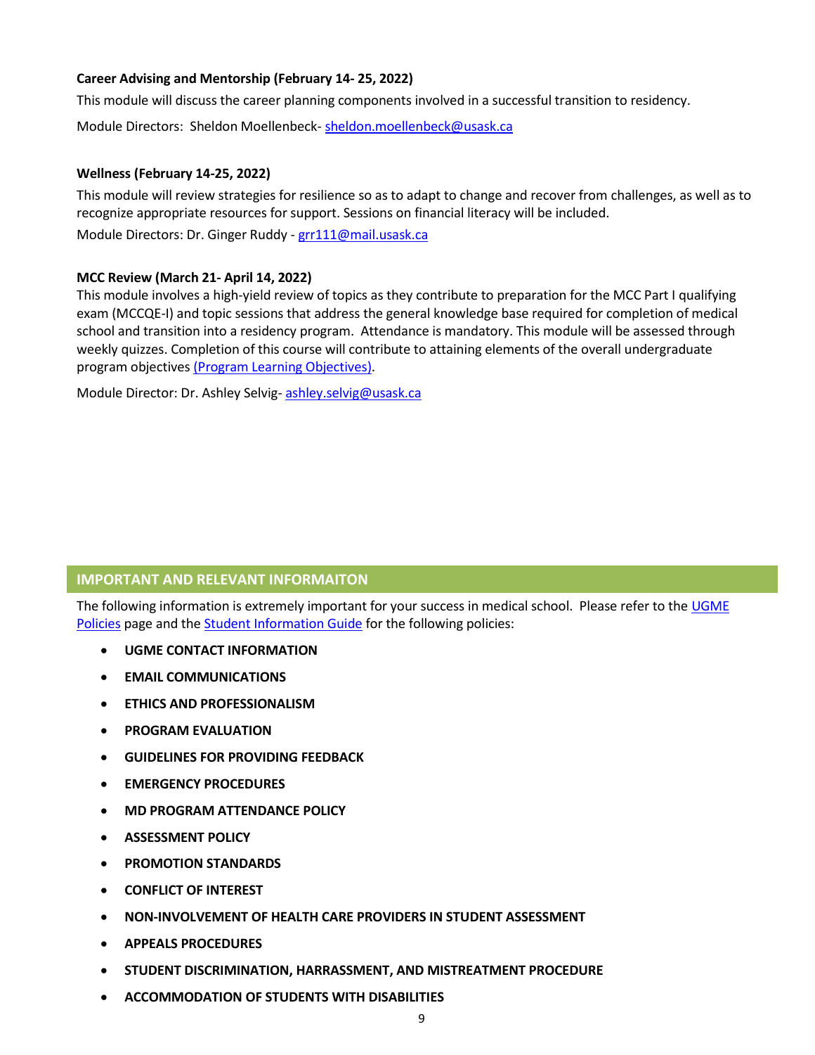**Career Advising and Mentorship (February 14- 25, 2022)**

This module will discuss the career planning components involved in a successful transition to residency.

Module Directors: Sheldon Moellenbeck- sheldon.moellenbeck@usask.ca

**Wellness (February 14-25, 2022)**

This module will review strategies for resilience so as to adapt to change and recover from challenges, as well as to recognize appropriate resources for support. Sessions on financial literacy will be included.

Module Directors: Dr. Ginger Ruddy - grr111@mail.usask.ca

**MCC Review (March 21- April 14, 2022)**

This module involves a high-yield review of topics as they contribute to preparation for the MCC Part I qualifying exam (MCCQE-I) and topic sessions that address the general knowledge base required for completion of medical school and transition into a residency program. Attendance is mandatory. This module will be assessed through weekly quizzes. Completion of this course will contribute to attaining elements of the overall undergraduate program objectives (Program Learning Objectives).

Module Director: Dr. Ashley Selvig- ashley.selvig@usask.ca

## IMPORTANT AND RELEVANT INFORMAITON

The following information is extremely important for your success in medical school. Please refer to the UGME Policies page and the Student Information Guide for the following policies:

- **UGME CONTACT INFORMATION**
- **EMAIL COMMUNICATIONS**
- **ETHICS AND PROFESSIONALISM**
- **PROGRAM EVALUATION**
- **GUIDELINES FOR PROVIDING FEEDBACK**
- **EMERGENCY PROCEDURES**
- **MD PROGRAM ATTENDANCE POLICY**
- **ASSESSMENT POLICY**
- **PROMOTION STANDARDS**
- **CONFLICT OF INTEREST**
- **NON-INVOLVEMENT OF HEALTH CARE PROVIDERS IN STUDENT ASSESSMENT**
- **APPEALS PROCEDURES**
- **STUDENT DISCRIMINATION, HARRASSMENT, AND MISTREATMENT PROCEDURE**
- **ACCOMMODATION OF STUDENTS WITH DISABILITIES**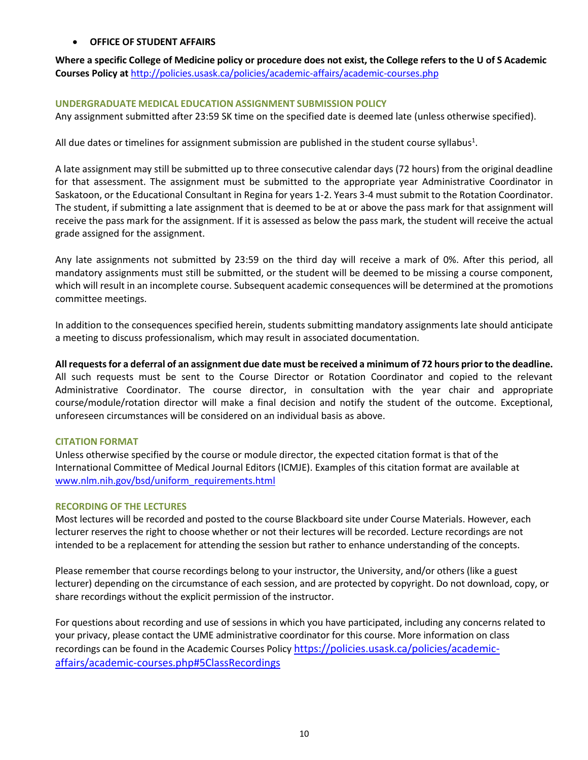- **OFFICE OF STUDENT AFFAIRS**

**Where a specific College of Medicine policy or procedure does not exist, the College refers to the U of S Academic Courses Policy at** http://policies.usask.ca/policies/academic-affairs/academic-courses.php

### UNDERGRADUATE MEDICAL EDUCATION ASSIGNMENT SUBMISSION POLICY

Any assignment submitted after 23:59 SK time on the specified date is deemed late (unless otherwise specified).

All due dates or timelines for assignment submission are published in the student course syllabus[1].

A late assignment may still be submitted up to three consecutive calendar days (72 hours) from the original deadline for that assessment. The assignment must be submitted to the appropriate year Administrative Coordinator in Saskatoon, or the Educational Consultant in Regina for years 1-2. Years 3-4 must submit to the Rotation Coordinator. The student, if submitting a late assignment that is deemed to be at or above the pass mark for that assignment will receive the pass mark for the assignment. If it is assessed as below the pass mark, the student will receive the actual grade assigned for the assignment.

Any late assignments not submitted by 23:59 on the third day will receive a mark of 0%. After this period, all mandatory assignments must still be submitted, or the student will be deemed to be missing a course component, which will result in an incomplete course. Subsequent academic consequences will be determined at the promotions committee meetings.

In addition to the consequences specified herein, students submitting mandatory assignments late should anticipate a meeting to discuss professionalism, which may result in associated documentation.

**All requests for a deferral of an assignment due date must be received a minimum of 72 hours prior to the deadline.** All such requests must be sent to the Course Director or Rotation Coordinator and copied to the relevant Administrative Coordinator. The course director, in consultation with the year chair and appropriate course/module/rotation director will make a final decision and notify the student of the outcome. Exceptional, unforeseen circumstances will be considered on an individual basis as above.

### CITATION FORMAT

Unless otherwise specified by the course or module director, the expected citation format is that of the International Committee of Medical Journal Editors (ICMJE). Examples of this citation format are available at www.nlm.nih.gov/bsd/uniform_requirements.html

### RECORDING OF THE LECTURES

Most lectures will be recorded and posted to the course Blackboard site under Course Materials. However, each lecturer reserves the right to choose whether or not their lectures will be recorded. Lecture recordings are not intended to be a replacement for attending the session but rather to enhance understanding of the concepts.

Please remember that course recordings belong to your instructor, the University, and/or others (like a guest lecturer) depending on the circumstance of each session, and are protected by copyright. Do not download, copy, or share recordings without the explicit permission of the instructor.

For questions about recording and use of sessions in which you have participated, including any concerns related to your privacy, please contact the UME administrative coordinator for this course. More information on class recordings can be found in the Academic Courses Policy https://policies.usask.ca/policies/academic-affairs/academic-courses.php#5ClassRecordings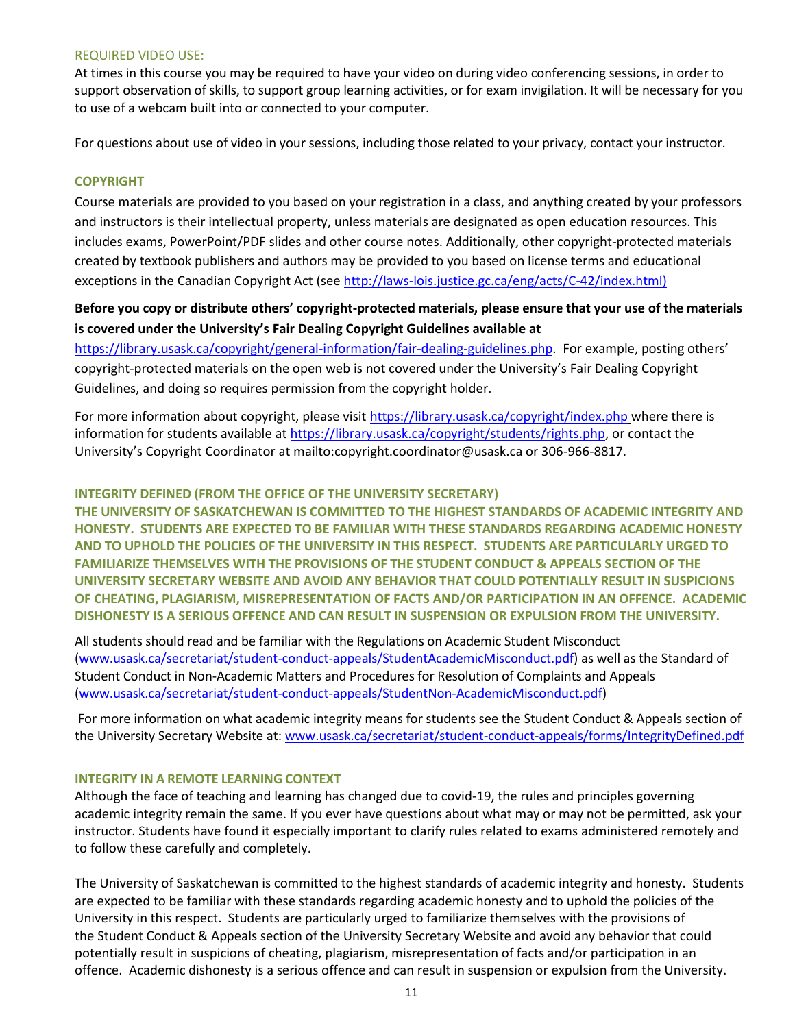### REQUIRED VIDEO USE:

At times in this course you may be required to have your video on during video conferencing sessions, in order to support observation of skills, to support group learning activities, or for exam invigilation. It will be necessary for you to use of a webcam built into or connected to your computer.

For questions about use of video in your sessions, including those related to your privacy, contact your instructor.

### COPYRIGHT

Course materials are provided to you based on your registration in a class, and anything created by your professors and instructors is their intellectual property, unless materials are designated as open education resources. This includes exams, PowerPoint/PDF slides and other course notes. Additionally, other copyright-protected materials created by textbook publishers and authors may be provided to you based on license terms and educational exceptions in the Canadian Copyright Act (see http://laws-lois.justice.gc.ca/eng/acts/C-42/index.html)

**Before you copy or distribute others' copyright-protected materials, please ensure that your use of the materials is covered under the University's Fair Dealing Copyright Guidelines available at** https://library.usask.ca/copyright/general-information/fair-dealing-guidelines.php. For example, posting others' copyright-protected materials on the open web is not covered under the University's Fair Dealing Copyright Guidelines, and doing so requires permission from the copyright holder.

For more information about copyright, please visit https://library.usask.ca/copyright/index.php where there is information for students available at https://library.usask.ca/copyright/students/rights.php, or contact the University's Copyright Coordinator at mailto:copyright.coordinator@usask.ca or 306-966-8817.

### INTEGRITY DEFINED (FROM THE OFFICE OF THE UNIVERSITY SECRETARY)

**THE UNIVERSITY OF SASKATCHEWAN IS COMMITTED TO THE HIGHEST STANDARDS OF ACADEMIC INTEGRITY AND HONESTY. STUDENTS ARE EXPECTED TO BE FAMILIAR WITH THESE STANDARDS REGARDING ACADEMIC HONESTY AND TO UPHOLD THE POLICIES OF THE UNIVERSITY IN THIS RESPECT. STUDENTS ARE PARTICULARLY URGED TO FAMILIARIZE THEMSELVES WITH THE PROVISIONS OF THE STUDENT CONDUCT & APPEALS SECTION OF THE UNIVERSITY SECRETARY WEBSITE AND AVOID ANY BEHAVIOR THAT COULD POTENTIALLY RESULT IN SUSPICIONS OF CHEATING, PLAGIARISM, MISREPRESENTATION OF FACTS AND/OR PARTICIPATION IN AN OFFENCE. ACADEMIC DISHONESTY IS A SERIOUS OFFENCE AND CAN RESULT IN SUSPENSION OR EXPULSION FROM THE UNIVERSITY.**

All students should read and be familiar with the Regulations on Academic Student Misconduct (www.usask.ca/secretariat/student-conduct-appeals/StudentAcademicMisconduct.pdf) as well as the Standard of Student Conduct in Non-Academic Matters and Procedures for Resolution of Complaints and Appeals (www.usask.ca/secretariat/student-conduct-appeals/StudentNon-AcademicMisconduct.pdf)

For more information on what academic integrity means for students see the Student Conduct & Appeals section of the University Secretary Website at: www.usask.ca/secretariat/student-conduct-appeals/forms/IntegrityDefined.pdf

### INTEGRITY IN A REMOTE LEARNING CONTEXT

Although the face of teaching and learning has changed due to covid-19, the rules and principles governing academic integrity remain the same. If you ever have questions about what may or may not be permitted, ask your instructor. Students have found it especially important to clarify rules related to exams administered remotely and to follow these carefully and completely.

The University of Saskatchewan is committed to the highest standards of academic integrity and honesty. Students are expected to be familiar with these standards regarding academic honesty and to uphold the policies of the University in this respect. Students are particularly urged to familiarize themselves with the provisions of the Student Conduct & Appeals section of the University Secretary Website and avoid any behavior that could potentially result in suspicions of cheating, plagiarism, misrepresentation of facts and/or participation in an offence. Academic dishonesty is a serious offence and can result in suspension or expulsion from the University.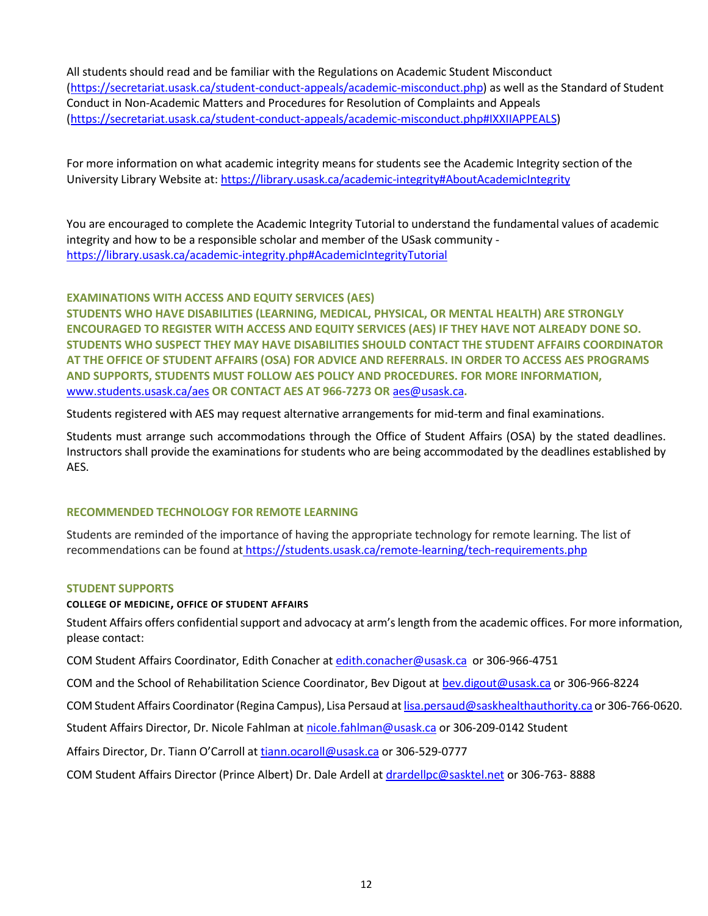All students should read and be familiar with the Regulations on Academic Student Misconduct (https://secretariat.usask.ca/student-conduct-appeals/academic-misconduct.php) as well as the Standard of Student Conduct in Non-Academic Matters and Procedures for Resolution of Complaints and Appeals (https://secretariat.usask.ca/student-conduct-appeals/academic-misconduct.php#IXXIIAPPEALS)

For more information on what academic integrity means for students see the Academic Integrity section of the University Library Website at: https://library.usask.ca/academic-integrity#AboutAcademicIntegrity

You are encouraged to complete the Academic Integrity Tutorial to understand the fundamental values of academic integrity and how to be a responsible scholar and member of the USask community - https://library.usask.ca/academic-integrity.php#AcademicIntegrityTutorial

## EXAMINATIONS WITH ACCESS AND EQUITY SERVICES (AES)

**STUDENTS WHO HAVE DISABILITIES (LEARNING, MEDICAL, PHYSICAL, OR MENTAL HEALTH) ARE STRONGLY ENCOURAGED TO REGISTER WITH ACCESS AND EQUITY SERVICES (AES) IF THEY HAVE NOT ALREADY DONE SO. STUDENTS WHO SUSPECT THEY MAY HAVE DISABILITIES SHOULD CONTACT THE STUDENT AFFAIRS COORDINATOR AT THE OFFICE OF STUDENT AFFAIRS (OSA) FOR ADVICE AND REFERRALS. IN ORDER TO ACCESS AES PROGRAMS AND SUPPORTS, STUDENTS MUST FOLLOW AES POLICY AND PROCEDURES. FOR MORE INFORMATION, www.students.usask.ca/aes OR CONTACT AES AT 966-7273 OR aes@usask.ca.**

Students registered with AES may request alternative arrangements for mid-term and final examinations.

Students must arrange such accommodations through the Office of Student Affairs (OSA) by the stated deadlines. Instructors shall provide the examinations for students who are being accommodated by the deadlines established by AES.

## RECOMMENDED TECHNOLOGY FOR REMOTE LEARNING

Students are reminded of the importance of having the appropriate technology for remote learning. The list of recommendations can be found at https://students.usask.ca/remote-learning/tech-requirements.php

## STUDENT SUPPORTS

### COLLEGE OF MEDICINE, OFFICE OF STUDENT AFFAIRS

Student Affairs offers confidential support and advocacy at arm's length from the academic offices. For more information, please contact:

COM Student Affairs Coordinator, Edith Conacher at edith.conacher@usask.ca or 306-966-4751

COM and the School of Rehabilitation Science Coordinator, Bev Digout at bev.digout@usask.ca or 306-966-8224

COM Student Affairs Coordinator (Regina Campus), Lisa Persaud at lisa.persaud@saskhealthauthority.ca or 306-766-0620.

Student Affairs Director, Dr. Nicole Fahlman at nicole.fahlman@usask.ca or 306-209-0142 Student

Affairs Director, Dr. Tiann O'Carroll at tiann.ocaroll@usask.ca or 306-529-0777

COM Student Affairs Director (Prince Albert) Dr. Dale Ardell at drardellpc@sasktel.net or 306-763- 8888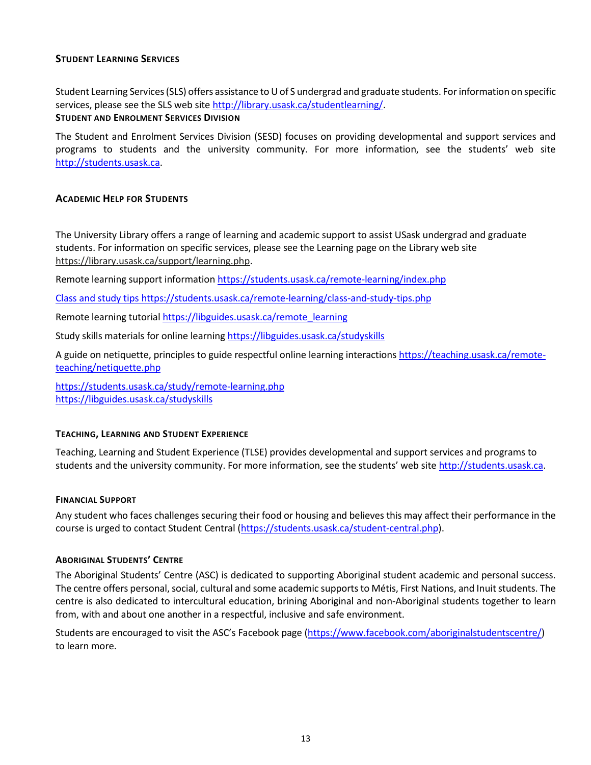### STUDENT LEARNING SERVICES

Student Learning Services (SLS) offers assistance to U of S undergrad and graduate students. For information on specific services, please see the SLS web site http://library.usask.ca/studentlearning/.

### STUDENT AND ENROLMENT SERVICES DIVISION

The Student and Enrolment Services Division (SESD) focuses on providing developmental and support services and programs to students and the university community. For more information, see the students' web site http://students.usask.ca.

### ACADEMIC HELP FOR STUDENTS

The University Library offers a range of learning and academic support to assist USask undergrad and graduate students. For information on specific services, please see the Learning page on the Library web site https://library.usask.ca/support/learning.php.

Remote learning support information https://students.usask.ca/remote-learning/index.php

Class and study tips https://students.usask.ca/remote-learning/class-and-study-tips.php

Remote learning tutorial https://libguides.usask.ca/remote_learning

Study skills materials for online learning https://libguides.usask.ca/studyskills

A guide on netiquette, principles to guide respectful online learning interactions https://teaching.usask.ca/remote-teaching/netiquette.php

https://students.usask.ca/study/remote-learning.php
https://libguides.usask.ca/studyskills

### TEACHING, LEARNING AND STUDENT EXPERIENCE

Teaching, Learning and Student Experience (TLSE) provides developmental and support services and programs to students and the university community. For more information, see the students' web site http://students.usask.ca.

### FINANCIAL SUPPORT

Any student who faces challenges securing their food or housing and believes this may affect their performance in the course is urged to contact Student Central (https://students.usask.ca/student-central.php).

### ABORIGINAL STUDENTS' CENTRE

The Aboriginal Students' Centre (ASC) is dedicated to supporting Aboriginal student academic and personal success. The centre offers personal, social, cultural and some academic supports to Métis, First Nations, and Inuit students. The centre is also dedicated to intercultural education, brining Aboriginal and non-Aboriginal students together to learn from, with and about one another in a respectful, inclusive and safe environment.

Students are encouraged to visit the ASC's Facebook page (https://www.facebook.com/aboriginalstudentscentre/) to learn more.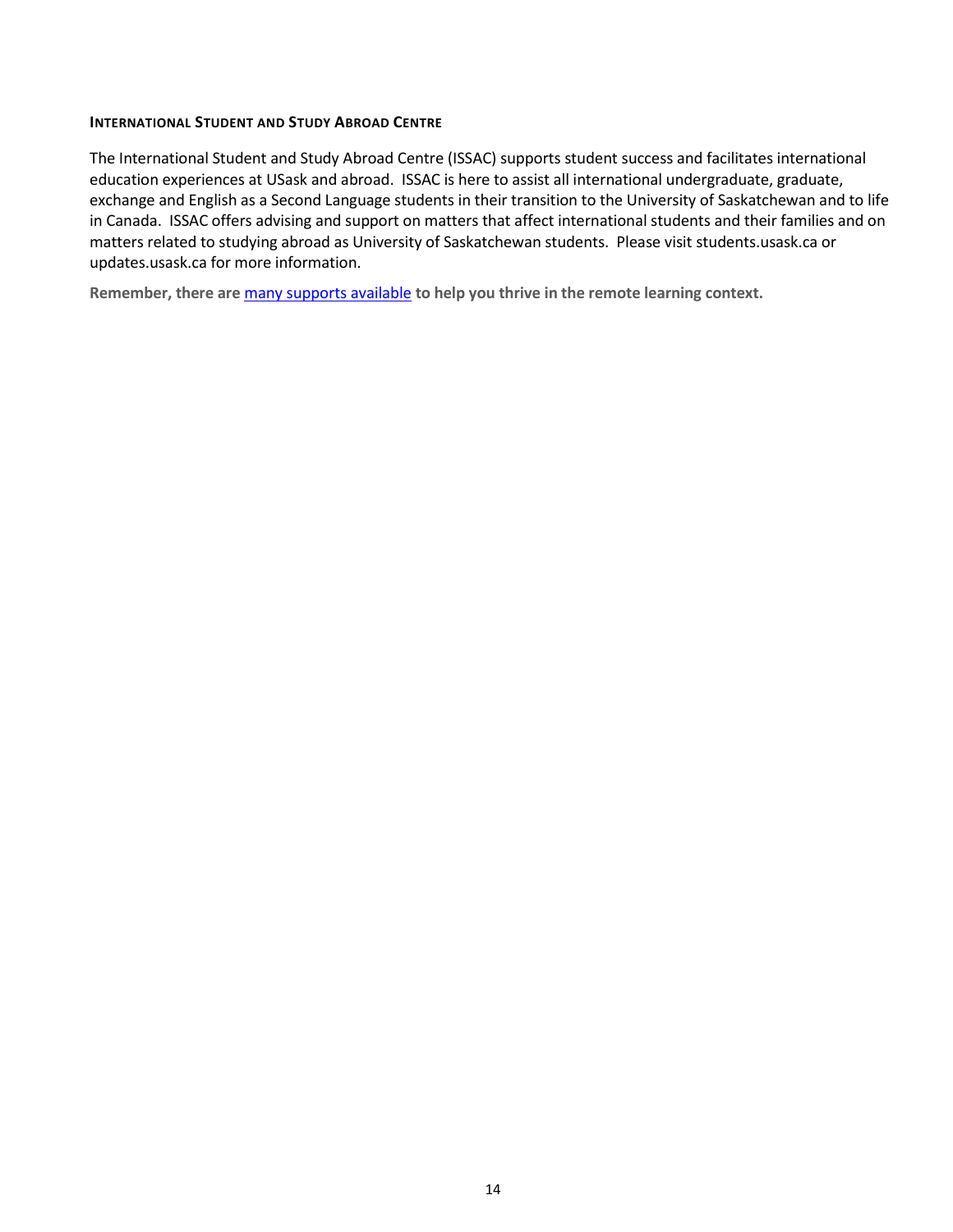#### International Student and Study Abroad Centre

The International Student and Study Abroad Centre (ISSAC) supports student success and facilitates international education experiences at USask and abroad. ISSAC is here to assist all international undergraduate, graduate, exchange and English as a Second Language students in their transition to the University of Saskatchewan and to life in Canada. ISSAC offers advising and support on matters that affect international students and their families and on matters related to studying abroad as University of Saskatchewan students. Please visit students.usask.ca or updates.usask.ca for more information.

**Remember, there are many supports available to help you thrive in the remote learning context.**